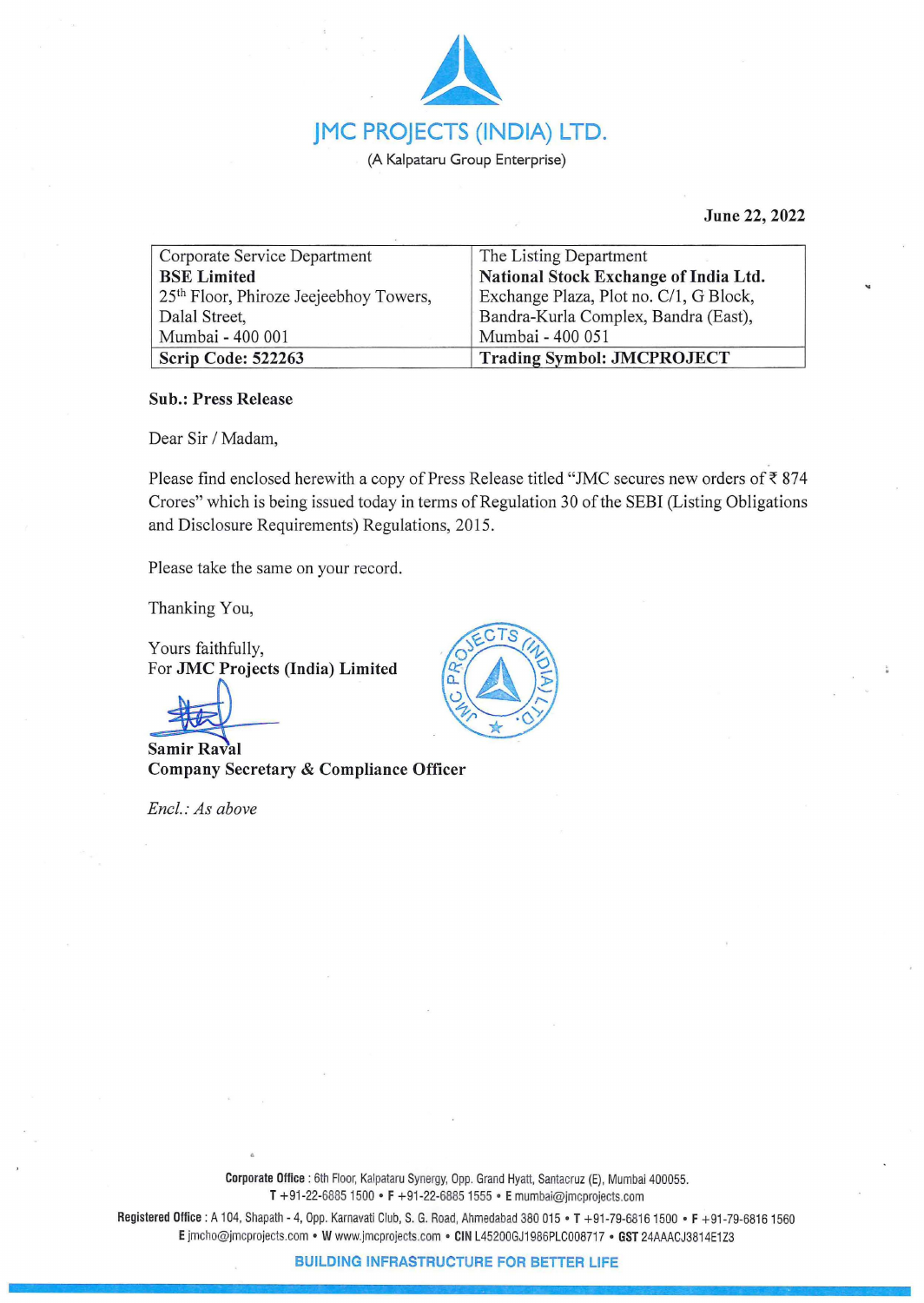# JMC PROJECTS (INDIA) LTD.

(A Kalpataru Group Enterprise)

**June 22, 2022**

| Corporate Service Department<br>**BSE Limited**<br>25th Floor, Phiroze Jeejeebhoy Towers,<br>Dalal Street,<br>Mumbai - 400 001 | The Listing Department<br>**National Stock Exchange of India Ltd.**<br>Exchange Plaza, Plot no. C/1, G Block,<br>Bandra-Kurla Complex, Bandra (East),<br>Mumbai - 400 051 |
|---|---|
| **Scrip Code: 522263** | **Trading Symbol: JMCPROJECT** |

**Sub.: Press Release**

Dear Sir / Madam,

Please find enclosed herewith a copy of Press Release titled "JMC secures new orders of ₹ 874 Crores" which is being issued today in terms of Regulation 30 of the SEBI (Listing Obligations and Disclosure Requirements) Regulations, 2015.

Please take the same on your record.

Thanking You,

Yours faithfully,
For **JMC Projects (India) Limited**

**Samir Raval**
**Company Secretary & Compliance Officer**

*Encl.: As above*

**Corporate Office** : 6th Floor, Kalpataru Synergy, Opp. Grand Hyatt, Santacruz (E), Mumbai 400055.
**T** +91-22-6885 1500 • **F** +91-22-6885 1555 • **E** mumbai@jmcprojects.com

**Registered Office** : A 104, Shapath - 4, Opp. Karnavati Club, S. G. Road, Ahmedabad 380 015 • **T** +91-79-6816 1500 • **F** +91-79-6816 1560
**E** jmcho@jmcprojects.com • **W** www.jmcprojects.com • **CIN** L45200GJ1986PLC008717 • **GST** 24AAACJ3814E1Z3

**BUILDING INFRASTRUCTURE FOR BETTER LIFE**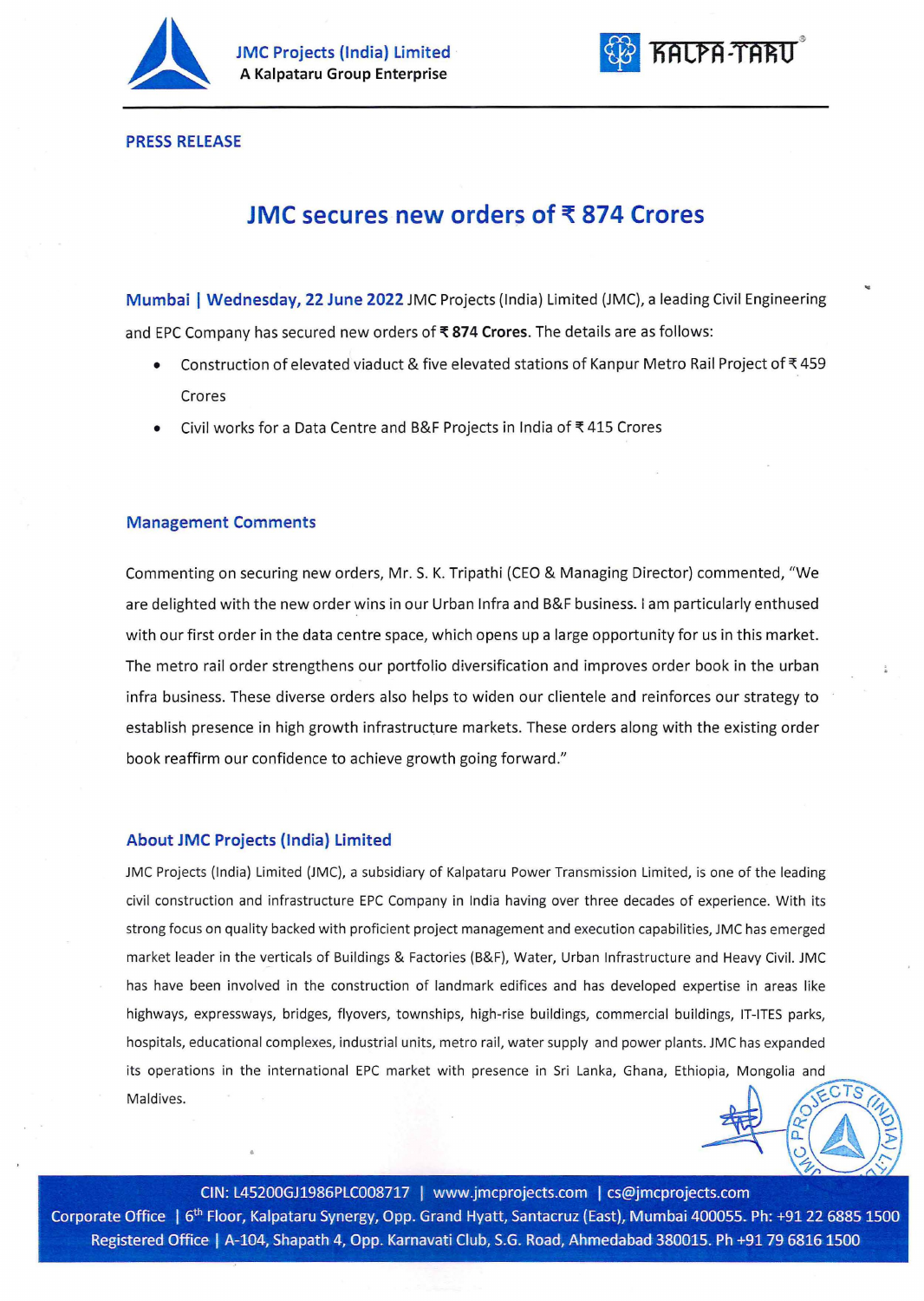JMC Projects (India) Limited
A Kalpataru Group Enterprise

KALPA-TARU

**PRESS RELEASE**

# JMC secures new orders of ₹ 874 Crores

**Mumbai | Wednesday, 22 June 2022** JMC Projects (India) Limited (JMC), a leading Civil Engineering and EPC Company has secured new orders of **₹ 874 Crores**. The details are as follows:

- Construction of elevated viaduct & five elevated stations of Kanpur Metro Rail Project of ₹ 459 Crores
- Civil works for a Data Centre and B&F Projects in India of ₹ 415 Crores

## Management Comments

Commenting on securing new orders, Mr. S. K. Tripathi (CEO & Managing Director) commented, "We are delighted with the new order wins in our Urban Infra and B&F business. I am particularly enthused with our first order in the data centre space, which opens up a large opportunity for us in this market. The metro rail order strengthens our portfolio diversification and improves order book in the urban infra business. These diverse orders also helps to widen our clientele and reinforces our strategy to establish presence in high growth infrastructure markets. These orders along with the existing order book reaffirm our confidence to achieve growth going forward."

## About JMC Projects (India) Limited

JMC Projects (India) Limited (JMC), a subsidiary of Kalpataru Power Transmission Limited, is one of the leading civil construction and infrastructure EPC Company in India having over three decades of experience. With its strong focus on quality backed with proficient project management and execution capabilities, JMC has emerged market leader in the verticals of Buildings & Factories (B&F), Water, Urban Infrastructure and Heavy Civil. JMC has have been involved in the construction of landmark edifices and has developed expertise in areas like highways, expressways, bridges, flyovers, townships, high-rise buildings, commercial buildings, IT-ITES parks, hospitals, educational complexes, industrial units, metro rail, water supply and power plants. JMC has expanded its operations in the international EPC market with presence in Sri Lanka, Ghana, Ethiopia, Mongolia and Maldives.

CIN: L45200GJ1986PLC008717 | www.jmcprojects.com | cs@jmcprojects.com
Corporate Office | 6th Floor, Kalpataru Synergy, Opp. Grand Hyatt, Santacruz (East), Mumbai 400055. Ph: +91 22 6885 1500
Registered Office | A-104, Shapath 4, Opp. Karnavati Club, S.G. Road, Ahmedabad 380015. Ph +91 79 6816 1500